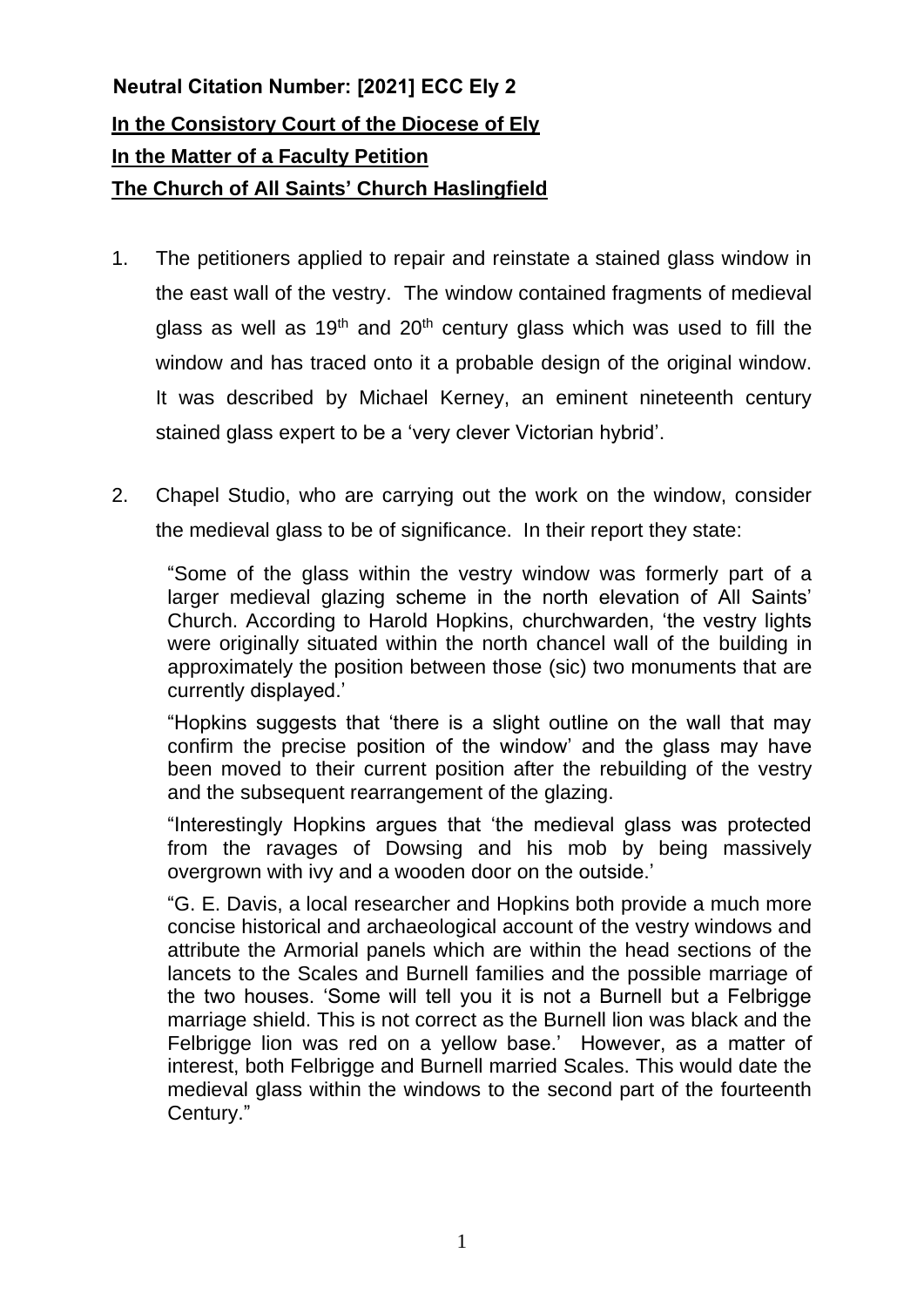**Neutral Citation Number: [2021] ECC Ely 2**

**In the Consistory Court of the Diocese of Ely**

**In the Matter of a Faculty Petition**

**The Church of All Saints' Church Haslingfield**

1. The petitioners applied to repair and reinstate a stained glass window in the east wall of the vestry. The window contained fragments of medieval glass as well as 19th and 20th century glass which was used to fill the window and has traced onto it a probable design of the original window. It was described by Michael Kerney, an eminent nineteenth century stained glass expert to be a 'very clever Victorian hybrid'.

2. Chapel Studio, who are carrying out the work on the window, consider the medieval glass to be of significance. In their report they state:

   "Some of the glass within the vestry window was formerly part of a larger medieval glazing scheme in the north elevation of All Saints' Church. According to Harold Hopkins, churchwarden, 'the vestry lights were originally situated within the north chancel wall of the building in approximately the position between those (sic) two monuments that are currently displayed.'

   "Hopkins suggests that 'there is a slight outline on the wall that may confirm the precise position of the window' and the glass may have been moved to their current position after the rebuilding of the vestry and the subsequent rearrangement of the glazing.

   "Interestingly Hopkins argues that 'the medieval glass was protected from the ravages of Dowsing and his mob by being massively overgrown with ivy and a wooden door on the outside.'

   "G. E. Davis, a local researcher and Hopkins both provide a much more concise historical and archaeological account of the vestry windows and attribute the Armorial panels which are within the head sections of the lancets to the Scales and Burnell families and the possible marriage of the two houses. 'Some will tell you it is not a Burnell but a Felbrigge marriage shield. This is not correct as the Burnell lion was black and the Felbrigge lion was red on a yellow base.' However, as a matter of interest, both Felbrigge and Burnell married Scales. This would date the medieval glass within the windows to the second part of the fourteenth Century."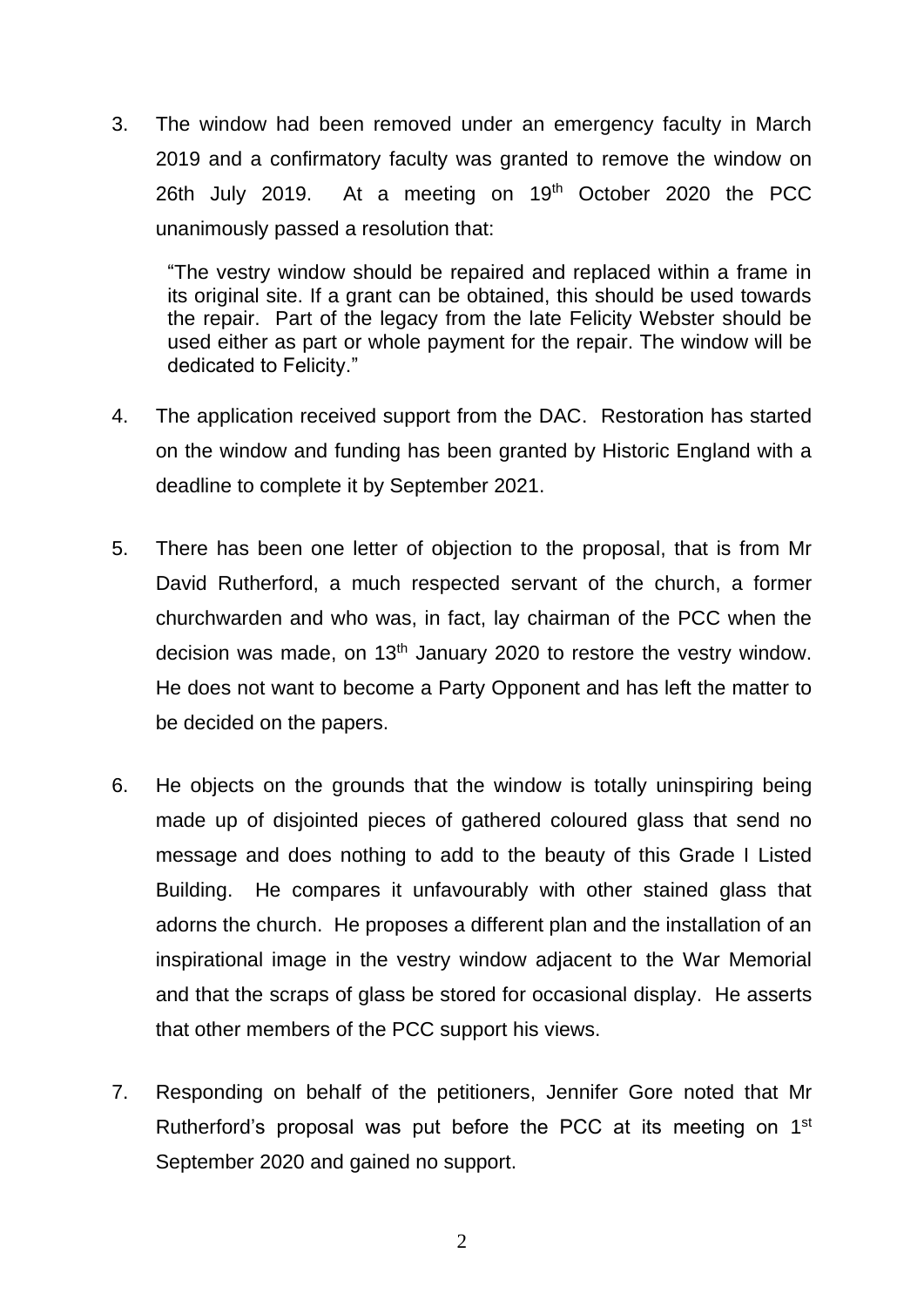3. The window had been removed under an emergency faculty in March 2019 and a confirmatory faculty was granted to remove the window on 26th July 2019. At a meeting on 19th October 2020 the PCC unanimously passed a resolution that:

   > "The vestry window should be repaired and replaced within a frame in its original site. If a grant can be obtained, this should be used towards the repair. Part of the legacy from the late Felicity Webster should be used either as part or whole payment for the repair. The window will be dedicated to Felicity."

4. The application received support from the DAC. Restoration has started on the window and funding has been granted by Historic England with a deadline to complete it by September 2021.

5. There has been one letter of objection to the proposal, that is from Mr David Rutherford, a much respected servant of the church, a former churchwarden and who was, in fact, lay chairman of the PCC when the decision was made, on 13th January 2020 to restore the vestry window. He does not want to become a Party Opponent and has left the matter to be decided on the papers.

6. He objects on the grounds that the window is totally uninspiring being made up of disjointed pieces of gathered coloured glass that send no message and does nothing to add to the beauty of this Grade I Listed Building. He compares it unfavourably with other stained glass that adorns the church. He proposes a different plan and the installation of an inspirational image in the vestry window adjacent to the War Memorial and that the scraps of glass be stored for occasional display. He asserts that other members of the PCC support his views.

7. Responding on behalf of the petitioners, Jennifer Gore noted that Mr Rutherford's proposal was put before the PCC at its meeting on 1st September 2020 and gained no support.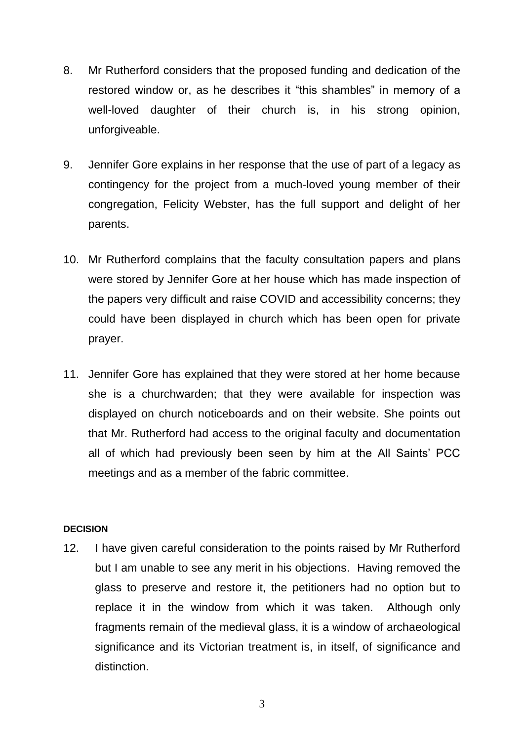8. Mr Rutherford considers that the proposed funding and dedication of the restored window or, as he describes it "this shambles" in memory of a well-loved daughter of their church is, in his strong opinion, unforgiveable.

9. Jennifer Gore explains in her response that the use of part of a legacy as contingency for the project from a much-loved young member of their congregation, Felicity Webster, has the full support and delight of her parents.

10. Mr Rutherford complains that the faculty consultation papers and plans were stored by Jennifer Gore at her house which has made inspection of the papers very difficult and raise COVID and accessibility concerns; they could have been displayed in church which has been open for private prayer.

11. Jennifer Gore has explained that they were stored at her home because she is a churchwarden; that they were available for inspection was displayed on church noticeboards and on their website. She points out that Mr. Rutherford had access to the original faculty and documentation all of which had previously been seen by him at the All Saints' PCC meetings and as a member of the fabric committee.

**DECISION**

12. I have given careful consideration to the points raised by Mr Rutherford but I am unable to see any merit in his objections. Having removed the glass to preserve and restore it, the petitioners had no option but to replace it in the window from which it was taken. Although only fragments remain of the medieval glass, it is a window of archaeological significance and its Victorian treatment is, in itself, of significance and distinction.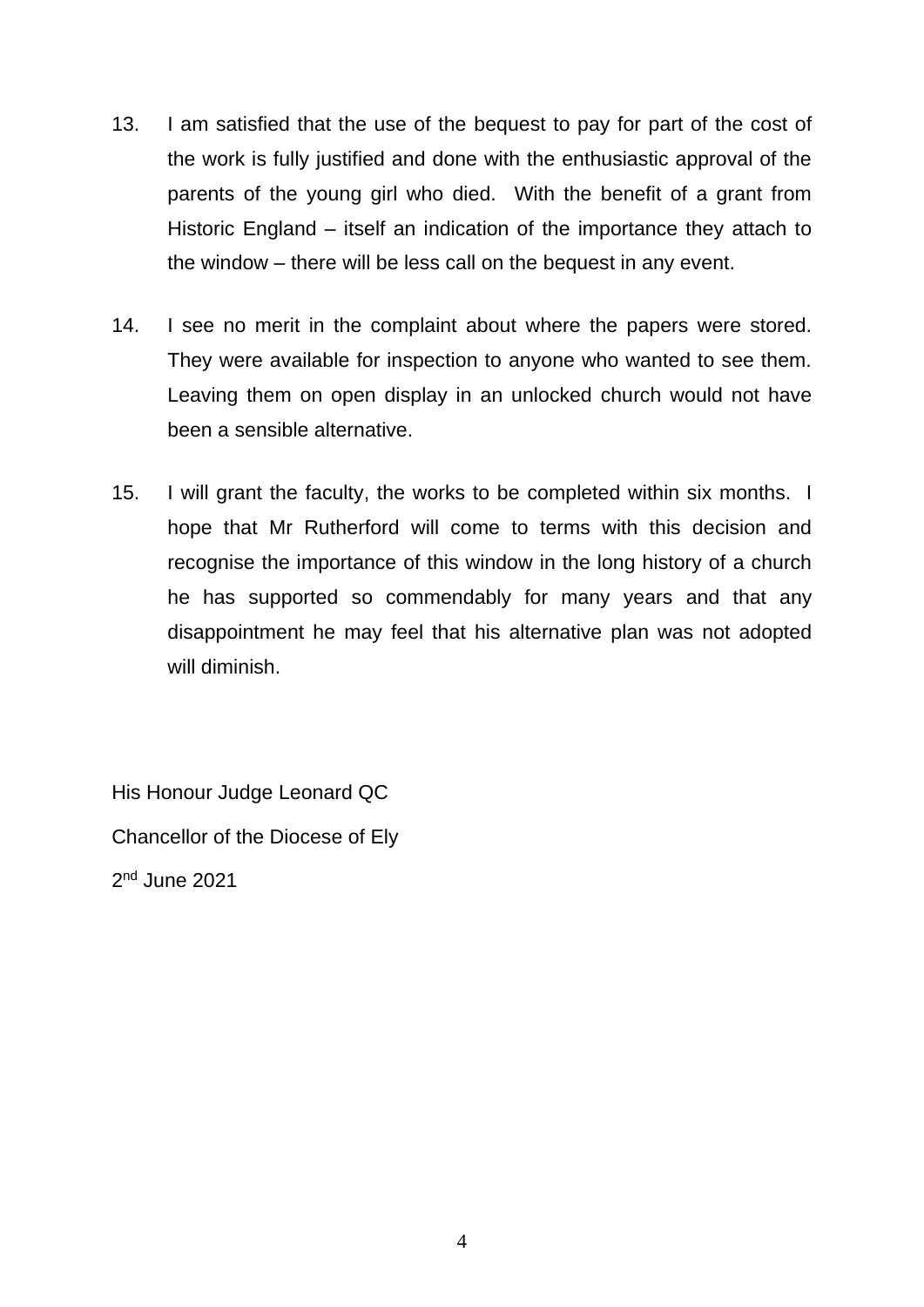13. I am satisfied that the use of the bequest to pay for part of the cost of the work is fully justified and done with the enthusiastic approval of the parents of the young girl who died. With the benefit of a grant from Historic England – itself an indication of the importance they attach to the window – there will be less call on the bequest in any event.

14. I see no merit in the complaint about where the papers were stored. They were available for inspection to anyone who wanted to see them. Leaving them on open display in an unlocked church would not have been a sensible alternative.

15. I will grant the faculty, the works to be completed within six months. I hope that Mr Rutherford will come to terms with this decision and recognise the importance of this window in the long history of a church he has supported so commendably for many years and that any disappointment he may feel that his alternative plan was not adopted will diminish.

His Honour Judge Leonard QC

Chancellor of the Diocese of Ely

2nd June 2021